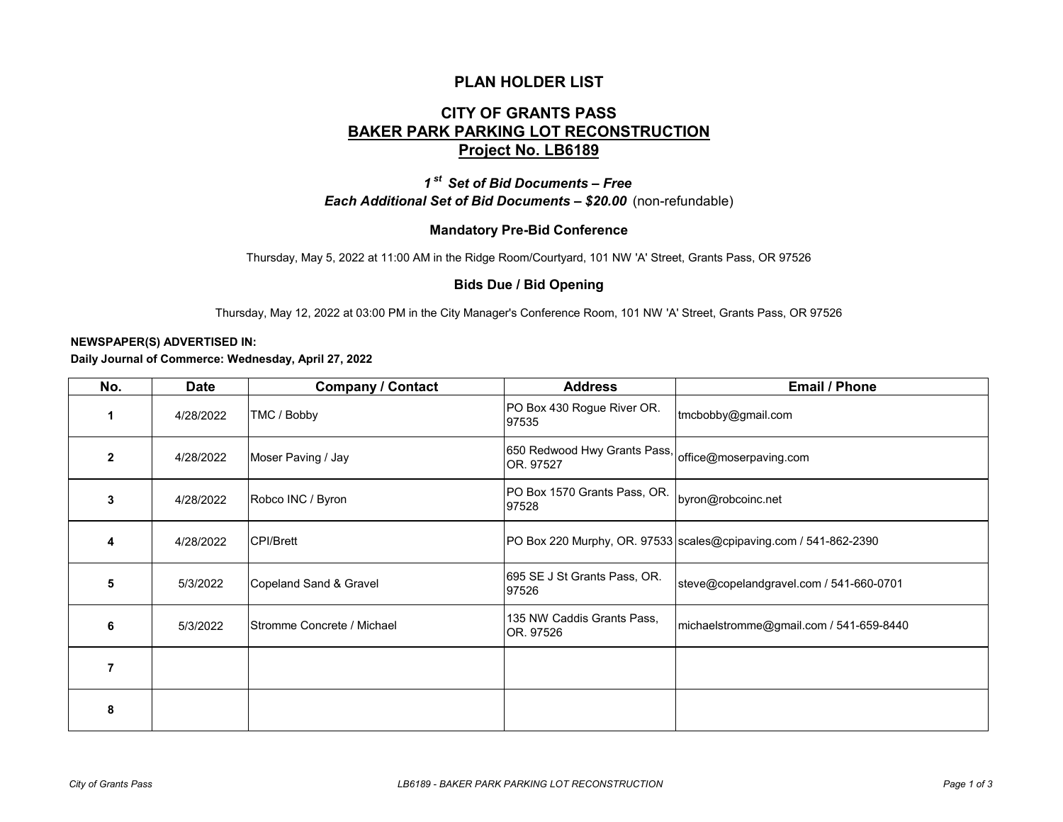# PLAN HOLDER LIST

## CITY OF GRANTS PASS

## BAKER PARK PARKING LOT RECONSTRUCTION

## Project No. LB6189

***1st Set of Bid Documents – Free***

***Each Additional Set of Bid Documents – $20.00*** (non-refundable)

### Mandatory Pre-Bid Conference

Thursday, May 5, 2022 at 11:00 AM in the Ridge Room/Courtyard, 101 NW 'A' Street, Grants Pass, OR 97526

### Bids Due / Bid Opening

Thursday, May 12, 2022 at 03:00 PM in the City Manager's Conference Room, 101 NW 'A' Street, Grants Pass, OR 97526

**NEWSPAPER(S) ADVERTISED IN:**

**Daily Journal of Commerce: Wednesday, April 27, 2022**

| No. | Date | Company / Contact | Address | Email / Phone |
|---|---|---|---|---|
| 1 | 4/28/2022 | TMC / Bobby | PO Box 430 Rogue River OR. 97535 | tmcbobby@gmail.com |
| 2 | 4/28/2022 | Moser Paving / Jay | 650 Redwood Hwy Grants Pass, OR. 97527 | office@moserpaving.com |
| 3 | 4/28/2022 | Robco INC / Byron | PO Box 1570 Grants Pass, OR. 97528 | byron@robcoinc.net |
| 4 | 4/28/2022 | CPI/Brett | PO Box 220 Murphy, OR. 97533 | scales@cpipaving.com / 541-862-2390 |
| 5 | 5/3/2022 | Copeland Sand & Gravel | 695 SE J St Grants Pass, OR. 97526 | steve@copelandgravel.com / 541-660-0701 |
| 6 | 5/3/2022 | Stromme Concrete / Michael | 135 NW Caddis Grants Pass, OR. 97526 | michaelstromme@gmail.com / 541-659-8440 |
| 7 | | | | |
| 8 | | | | |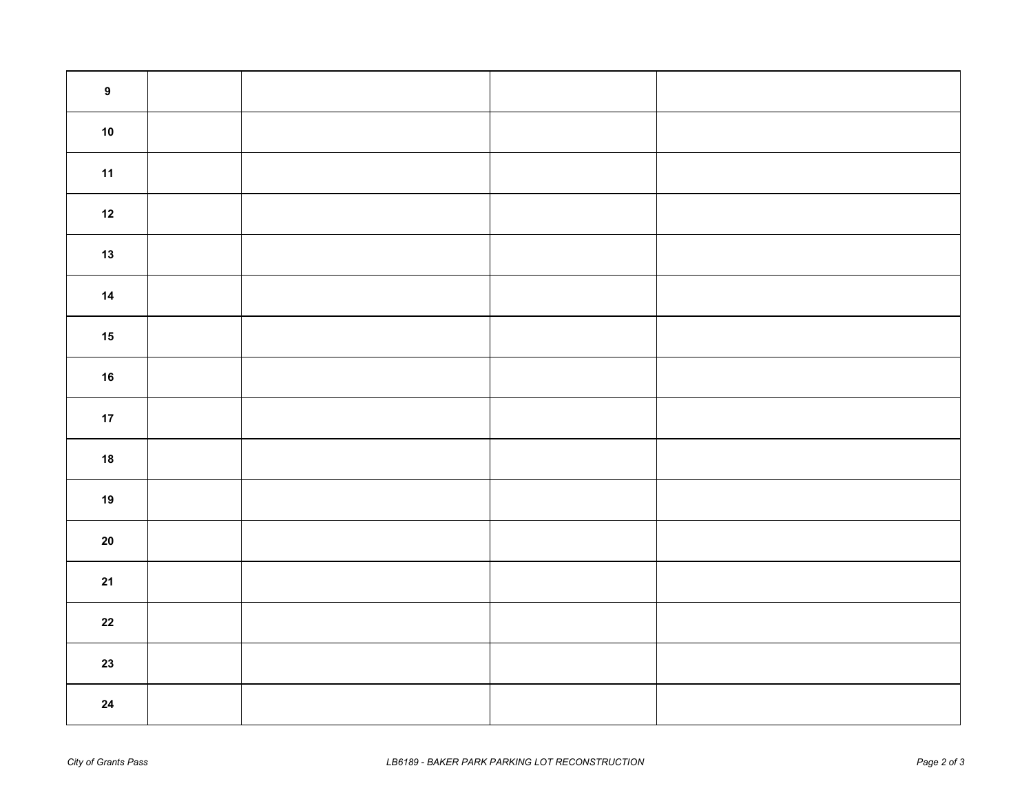| | | | | |
|---|---|---|---|---|
| **9** | | | | |
| **10** | | | | |
| **11** | | | | |
| **12** | | | | |
| **13** | | | | |
| **14** | | | | |
| **15** | | | | |
| **16** | | | | |
| **17** | | | | |
| **18** | | | | |
| **19** | | | | |
| **20** | | | | |
| **21** | | | | |
| **22** | | | | |
| **23** | | | | |
| **24** | | | | |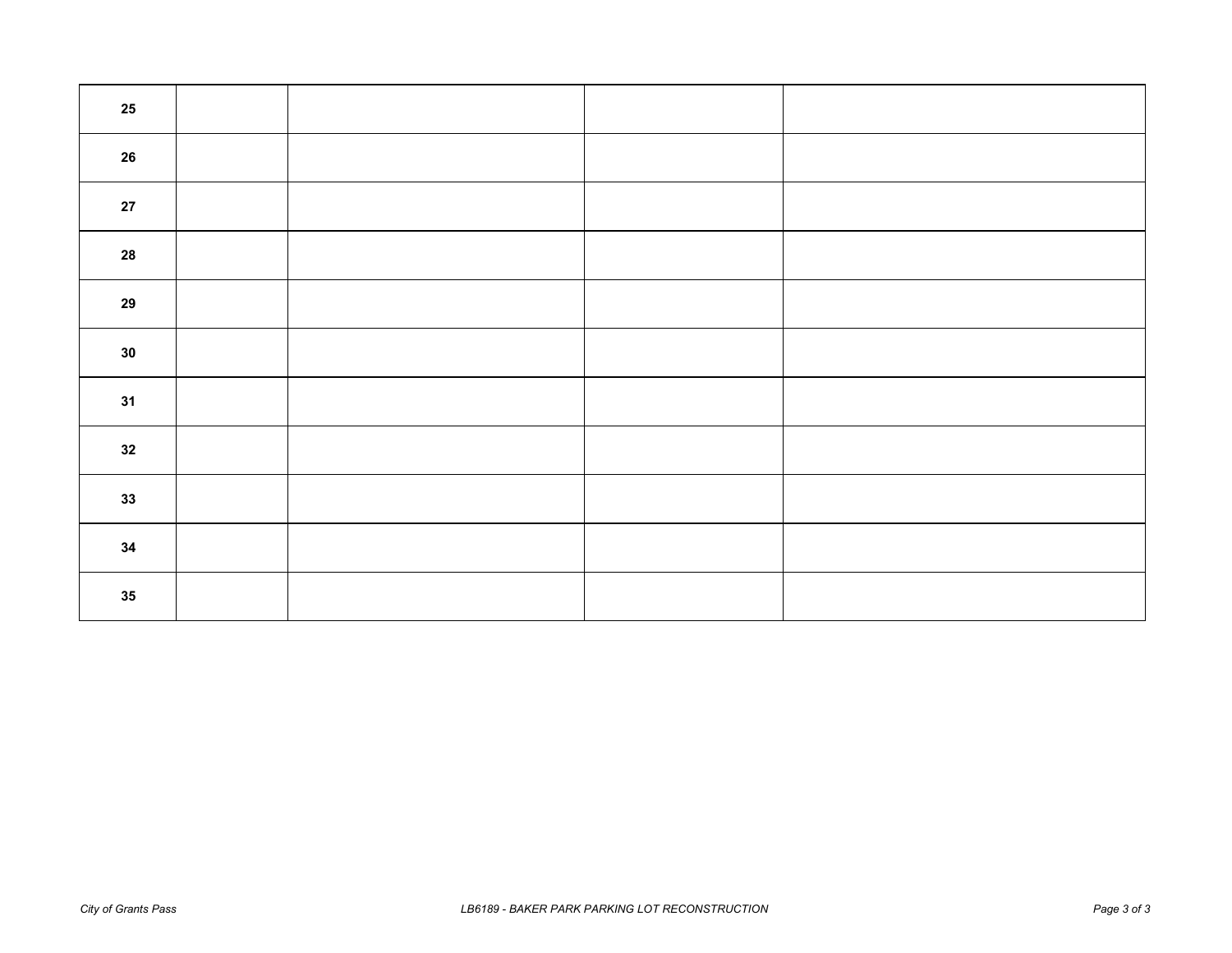| | | | | |
|---|---|---|---|---|
| **25** | | | | |
| **26** | | | | |
| **27** | | | | |
| **28** | | | | |
| **29** | | | | |
| **30** | | | | |
| **31** | | | | |
| **32** | | | | |
| **33** | | | | |
| **34** | | | | |
| **35** | | | | |